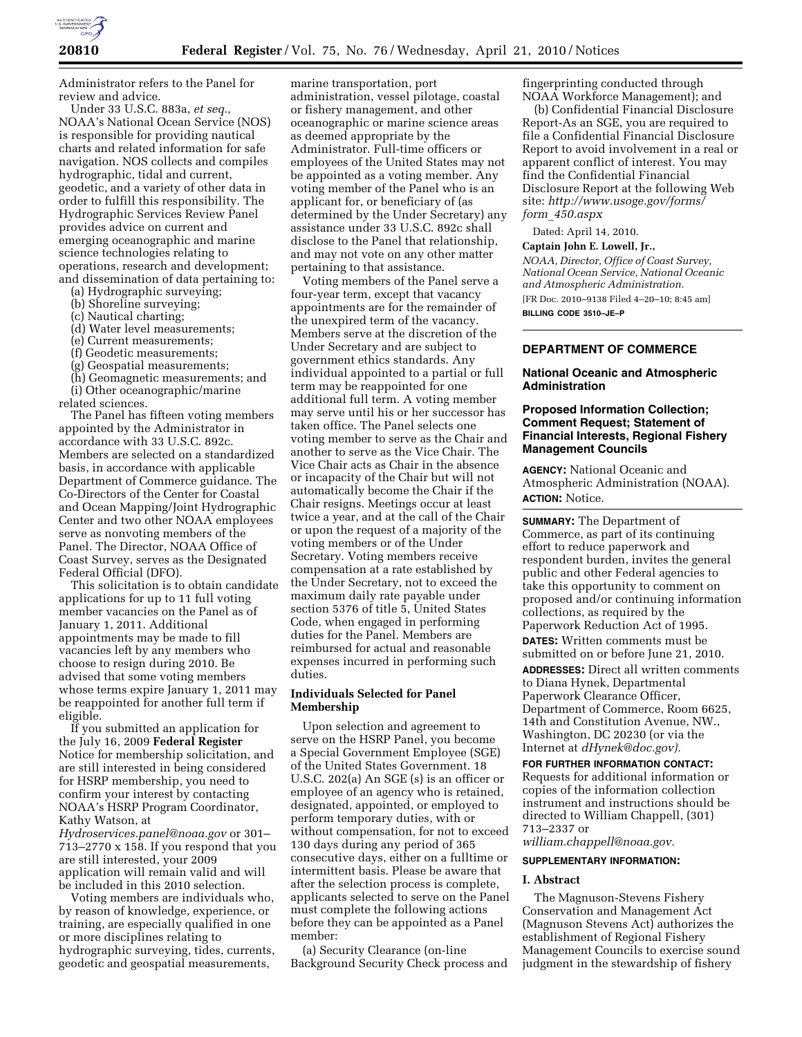Administrator refers to the Panel for review and advice.

Under 33 U.S.C. 883a, *et seq.,* NOAA's National Ocean Service (NOS) is responsible for providing nautical charts and related information for safe navigation. NOS collects and compiles hydrographic, tidal and current, geodetic, and a variety of other data in order to fulfill this responsibility. The Hydrographic Services Review Panel provides advice on current and emerging oceanographic and marine science technologies relating to operations, research and development; and dissemination of data pertaining to:

(a) Hydrographic surveying;
(b) Shoreline surveying;
(c) Nautical charting;
(d) Water level measurements;
(e) Current measurements;
(f) Geodetic measurements;
(g) Geospatial measurements;
(h) Geomagnetic measurements; and
(i) Other oceanographic/marine related sciences.

The Panel has fifteen voting members appointed by the Administrator in accordance with 33 U.S.C. 892c. Members are selected on a standardized basis, in accordance with applicable Department of Commerce guidance. The Co-Directors of the Center for Coastal and Ocean Mapping/Joint Hydrographic Center and two other NOAA employees serve as nonvoting members of the Panel. The Director, NOAA Office of Coast Survey, serves as the Designated Federal Official (DFO).

This solicitation is to obtain candidate applications for up to 11 full voting member vacancies on the Panel as of January 1, 2011. Additional appointments may be made to fill vacancies left by any members who choose to resign during 2010. Be advised that some voting members whose terms expire January 1, 2011 may be reappointed for another full term if eligible.

If you submitted an application for the July 16, 2009 **Federal Register** Notice for membership solicitation, and are still interested in being considered for HSRP membership, you need to confirm your interest by contacting NOAA's HSRP Program Coordinator, Kathy Watson, at *Hydroservices.panel@noaa.gov* or 301–713–2770 x 158. If you respond that you are still interested, your 2009 application will remain valid and will be included in this 2010 selection.

Voting members are individuals who, by reason of knowledge, experience, or training, are especially qualified in one or more disciplines relating to hydrographic surveying, tides, currents, geodetic and geospatial measurements, marine transportation, port administration, vessel pilotage, coastal or fishery management, and other oceanographic or marine science areas as deemed appropriate by the Administrator. Full-time officers or employees of the United States may not be appointed as a voting member. Any voting member of the Panel who is an applicant for, or beneficiary of (as determined by the Under Secretary) any assistance under 33 U.S.C. 892c shall disclose to the Panel that relationship, and may not vote on any other matter pertaining to that assistance.

Voting members of the Panel serve a four-year term, except that vacancy appointments are for the remainder of the unexpired term of the vacancy. Members serve at the discretion of the Under Secretary and are subject to government ethics standards. Any individual appointed to a partial or full term may be reappointed for one additional full term. A voting member may serve until his or her successor has taken office. The Panel selects one voting member to serve as the Chair and another to serve as the Vice Chair. The Vice Chair acts as Chair in the absence or incapacity of the Chair but will not automatically become the Chair if the Chair resigns. Meetings occur at least twice a year, and at the call of the Chair or upon the request of a majority of the voting members or of the Under Secretary. Voting members receive compensation at a rate established by the Under Secretary, not to exceed the maximum daily rate payable under section 5376 of title 5, United States Code, when engaged in performing duties for the Panel. Members are reimbursed for actual and reasonable expenses incurred in performing such duties.

### Individuals Selected for Panel Membership

Upon selection and agreement to serve on the HSRP Panel, you become a Special Government Employee (SGE) of the United States Government. 18 U.S.C. 202(a) An SGE (s) is an officer or employee of an agency who is retained, designated, appointed, or employed to perform temporary duties, with or without compensation, for not to exceed 130 days during any period of 365 consecutive days, either on a fulltime or intermittent basis. Please be aware that after the selection process is complete, applicants selected to serve on the Panel must complete the following actions before they can be appointed as a Panel member:

(a) Security Clearance (on-line Background Security Check process and fingerprinting conducted through NOAA Workforce Management); and

(b) Confidential Financial Disclosure Report-As an SGE, you are required to file a Confidential Financial Disclosure Report to avoid involvement in a real or apparent conflict of interest. You may find the Confidential Financial Disclosure Report at the following Web site: *http://www.usoge.gov/forms/form_450.aspx*

Dated: April 14, 2010.

**Captain John E. Lowell, Jr.,**

*NOAA, Director, Office of Coast Survey, National Ocean Service, National Oceanic and Atmospheric Administration.*

[FR Doc. 2010–9138 Filed 4–20–10; 8:45 am]

**BILLING CODE 3510–JE–P**

---

## DEPARTMENT OF COMMERCE

### National Oceanic and Atmospheric Administration

### Proposed Information Collection; Comment Request; Statement of Financial Interests, Regional Fishery Management Councils

**AGENCY:** National Oceanic and Atmospheric Administration (NOAA).

**ACTION:** Notice.

**SUMMARY:** The Department of Commerce, as part of its continuing effort to reduce paperwork and respondent burden, invites the general public and other Federal agencies to take this opportunity to comment on proposed and/or continuing information collections, as required by the Paperwork Reduction Act of 1995.

**DATES:** Written comments must be submitted on or before June 21, 2010.

**ADDRESSES:** Direct all written comments to Diana Hynek, Departmental Paperwork Clearance Officer, Department of Commerce, Room 6625, 14th and Constitution Avenue, NW., Washington, DC 20230 (or via the Internet at *dHynek@doc.gov).*

**FOR FURTHER INFORMATION CONTACT:** Requests for additional information or copies of the information collection instrument and instructions should be directed to William Chappell, (301) 713–2337 or *william.chappell@noaa.gov.*

**SUPPLEMENTARY INFORMATION:**

**I. Abstract**

The Magnuson-Stevens Fishery Conservation and Management Act (Magnuson Stevens Act) authorizes the establishment of Regional Fishery Management Councils to exercise sound judgment in the stewardship of fishery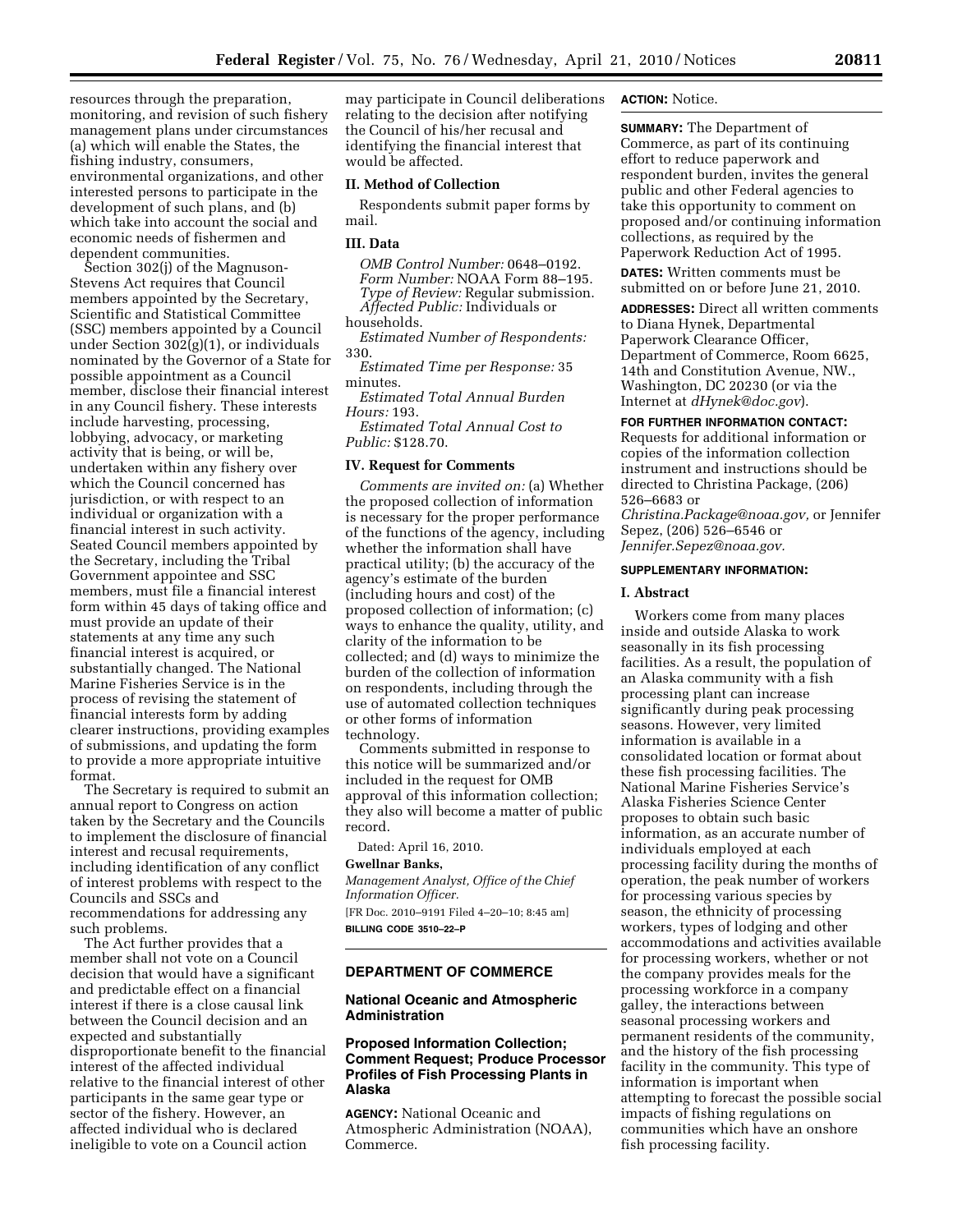resources through the preparation, monitoring, and revision of such fishery management plans under circumstances (a) which will enable the States, the fishing industry, consumers, environmental organizations, and other interested persons to participate in the development of such plans, and (b) which take into account the social and economic needs of fishermen and dependent communities.

Section 302(j) of the Magnuson-Stevens Act requires that Council members appointed by the Secretary, Scientific and Statistical Committee (SSC) members appointed by a Council under Section 302(g)(1), or individuals nominated by the Governor of a State for possible appointment as a Council member, disclose their financial interest in any Council fishery. These interests include harvesting, processing, lobbying, advocacy, or marketing activity that is being, or will be, undertaken within any fishery over which the Council concerned has jurisdiction, or with respect to an individual or organization with a financial interest in such activity. Seated Council members appointed by the Secretary, including the Tribal Government appointee and SSC members, must file a financial interest form within 45 days of taking office and must provide an update of their statements at any time any such financial interest is acquired, or substantially changed. The National Marine Fisheries Service is in the process of revising the statement of financial interests form by adding clearer instructions, providing examples of submissions, and updating the form to provide a more appropriate intuitive format.

The Secretary is required to submit an annual report to Congress on action taken by the Secretary and the Councils to implement the disclosure of financial interest and recusal requirements, including identification of any conflict of interest problems with respect to the Councils and SSCs and recommendations for addressing any such problems.

The Act further provides that a member shall not vote on a Council decision that would have a significant and predictable effect on a financial interest if there is a close causal link between the Council decision and an expected and substantially disproportionate benefit to the financial interest of the affected individual relative to the financial interest of other participants in the same gear type or sector of the fishery. However, an affected individual who is declared ineligible to vote on a Council action may participate in Council deliberations relating to the decision after notifying the Council of his/her recusal and identifying the financial interest that would be affected.

## II. Method of Collection

Respondents submit paper forms by mail.

## III. Data

*OMB Control Number:* 0648–0192.

*Form Number:* NOAA Form 88–195.

*Type of Review:* Regular submission.

*Affected Public:* Individuals or households.

*Estimated Number of Respondents:* 330.

*Estimated Time per Response:* 35 minutes.

*Estimated Total Annual Burden Hours:* 193.

*Estimated Total Annual Cost to Public:* $128.70.

## IV. Request for Comments

*Comments are invited on:* (a) Whether the proposed collection of information is necessary for the proper performance of the functions of the agency, including whether the information shall have practical utility; (b) the accuracy of the agency's estimate of the burden (including hours and cost) of the proposed collection of information; (c) ways to enhance the quality, utility, and clarity of the information to be collected; and (d) ways to minimize the burden of the collection of information on respondents, including through the use of automated collection techniques or other forms of information technology.

Comments submitted in response to this notice will be summarized and/or included in the request for OMB approval of this information collection; they also will become a matter of public record.

Dated: April 16, 2010.

**Gwellnar Banks,**

*Management Analyst, Office of the Chief Information Officer.*

[FR Doc. 2010–9191 Filed 4–20–10; 8:45 am]

**BILLING CODE 3510–22–P**

---

# DEPARTMENT OF COMMERCE

## National Oceanic and Atmospheric Administration

## Proposed Information Collection; Comment Request; Produce Processor Profiles of Fish Processing Plants in Alaska

**AGENCY:** National Oceanic and Atmospheric Administration (NOAA), Commerce.

**ACTION:** Notice.

**SUMMARY:** The Department of Commerce, as part of its continuing effort to reduce paperwork and respondent burden, invites the general public and other Federal agencies to take this opportunity to comment on proposed and/or continuing information collections, as required by the Paperwork Reduction Act of 1995.

**DATES:** Written comments must be submitted on or before June 21, 2010.

**ADDRESSES:** Direct all written comments to Diana Hynek, Departmental Paperwork Clearance Officer, Department of Commerce, Room 6625, 14th and Constitution Avenue, NW., Washington, DC 20230 (or via the Internet at *dHynek@doc.gov*).

**FOR FURTHER INFORMATION CONTACT:** Requests for additional information or copies of the information collection instrument and instructions should be directed to Christina Package, (206) 526–6683 or *Christina.Package@noaa.gov,* or Jennifer Sepez, (206) 526–6546 or *Jennifer.Sepez@noaa.gov.*

**SUPPLEMENTARY INFORMATION:**

## I. Abstract

Workers come from many places inside and outside Alaska to work seasonally in its fish processing facilities. As a result, the population of an Alaska community with a fish processing plant can increase significantly during peak processing seasons. However, very limited information is available in a consolidated location or format about these fish processing facilities. The National Marine Fisheries Service's Alaska Fisheries Science Center proposes to obtain such basic information, as an accurate number of individuals employed at each processing facility during the months of operation, the peak number of workers for processing various species by season, the ethnicity of processing workers, types of lodging and other accommodations and activities available for processing workers, whether or not the company provides meals for the processing workforce in a company galley, the interactions between seasonal processing workers and permanent residents of the community, and the history of the fish processing facility in the community. This type of information is important when attempting to forecast the possible social impacts of fishing regulations on communities which have an onshore fish processing facility.